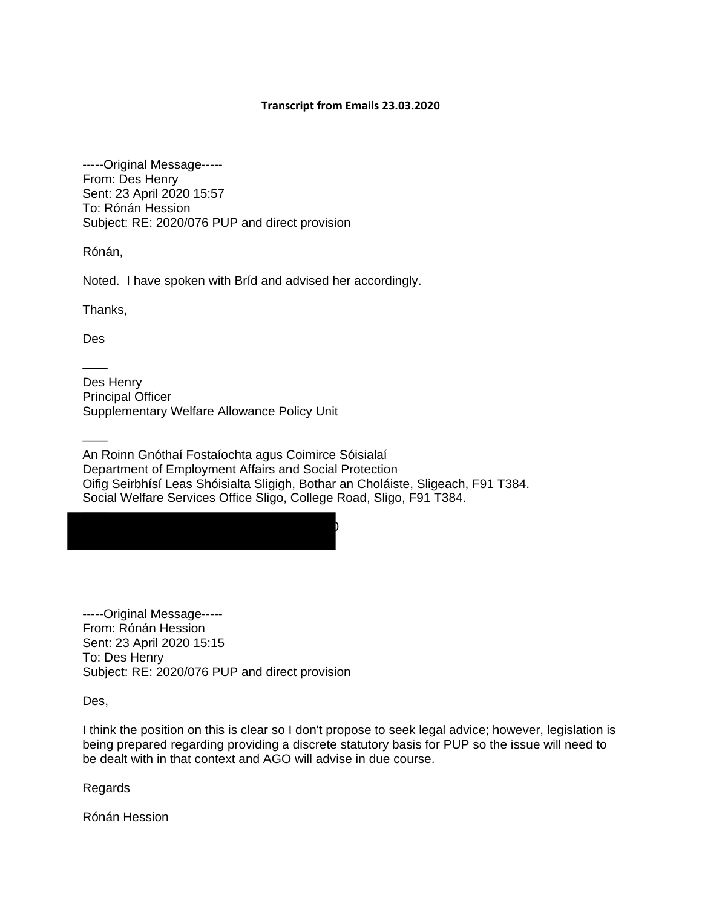**Transcript from Emails 23.03.2020**

-----Original Message-----
From: Des Henry
Sent: 23 April 2020 15:57
To: Rónán Hession
Subject: RE: 2020/076 PUP and direct provision

Rónán,

Noted. I have spoken with Bríd and advised her accordingly.

Thanks,

Des

\_\_\_\_
Des Henry
Principal Officer
Supplementary Welfare Allowance Policy Unit

\_\_\_\_
An Roinn Gnóthaí Fostaíochta agus Coimirce Sóisialaí
Department of Employment Affairs and Social Protection
Oifig Seirbhísí Leas Shóisialta Sligigh, Bothar an Choláiste, Sligeach, F91 T384.
Social Welfare Services Office Sligo, College Road, Sligo, F91 T384.

-----Original Message-----
From: Rónán Hession
Sent: 23 April 2020 15:15
To: Des Henry
Subject: RE: 2020/076 PUP and direct provision

Des,

I think the position on this is clear so I don't propose to seek legal advice; however, legislation is being prepared regarding providing a discrete statutory basis for PUP so the issue will need to be dealt with in that context and AGO will advise in due course.

Regards

Rónán Hession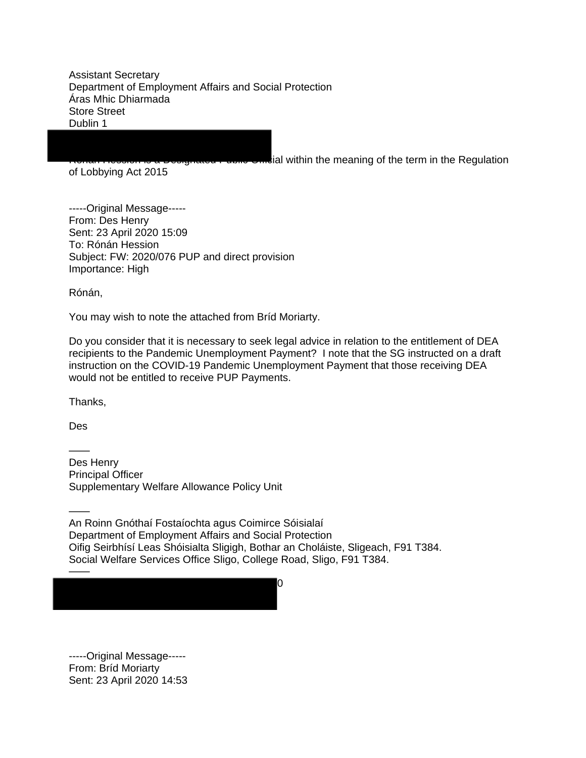Assistant Secretary
Department of Employment Affairs and Social Protection
Áras Mhic Dhiarmada
Store Street
Dublin 1

Rónán Hession is a Designated Public Official within the meaning of the term in the Regulation of Lobbying Act 2015

-----Original Message-----
From: Des Henry
Sent: 23 April 2020 15:09
To: Rónán Hession
Subject: FW: 2020/076 PUP and direct provision
Importance: High

Rónán,

You may wish to note the attached from Bríd Moriarty.

Do you consider that it is necessary to seek legal advice in relation to the entitlement of DEA recipients to the Pandemic Unemployment Payment? I note that the SG instructed on a draft instruction on the COVID-19 Pandemic Unemployment Payment that those receiving DEA would not be entitled to receive PUP Payments.

Thanks,

Des

____
Des Henry
Principal Officer
Supplementary Welfare Allowance Policy Unit

____
An Roinn Gnóthaí Fostaíochta agus Coimirce Sóisialaí
Department of Employment Affairs and Social Protection
Oifig Seirbhísí Leas Shóisialta Sligigh, Bothar an Choláiste, Sligeach, F91 T384.
Social Welfare Services Office Sligo, College Road, Sligo, F91 T384.
____

-----Original Message-----
From: Bríd Moriarty
Sent: 23 April 2020 14:53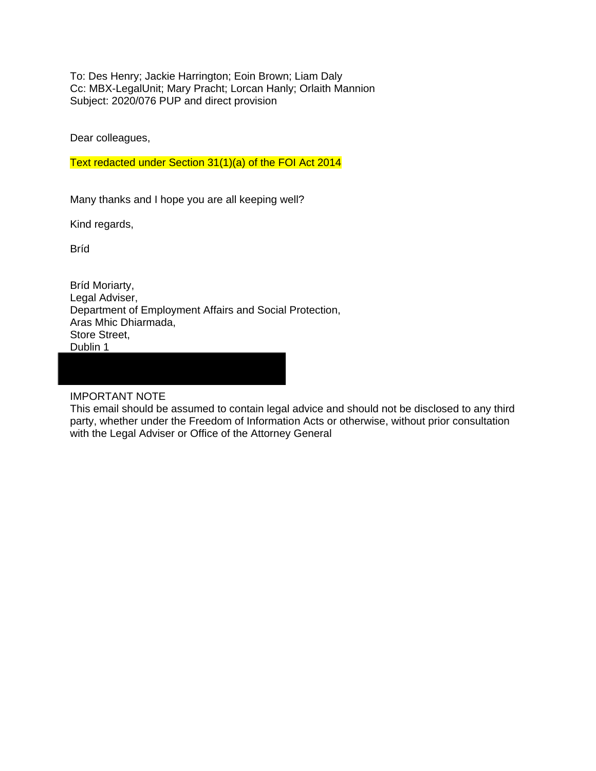To: Des Henry; Jackie Harrington; Eoin Brown; Liam Daly
Cc: MBX-LegalUnit; Mary Pracht; Lorcan Hanly; Orlaith Mannion
Subject: 2020/076 PUP and direct provision

Dear colleagues,

Text redacted under Section 31(1)(a) of the FOI Act 2014

Many thanks and I hope you are all keeping well?

Kind regards,

Bríd

Bríd Moriarty,
Legal Adviser,
Department of Employment Affairs and Social Protection,
Aras Mhic Dhiarmada,
Store Street,
Dublin 1

IMPORTANT NOTE
This email should be assumed to contain legal advice and should not be disclosed to any third party, whether under the Freedom of Information Acts or otherwise, without prior consultation with the Legal Adviser or Office of the Attorney General